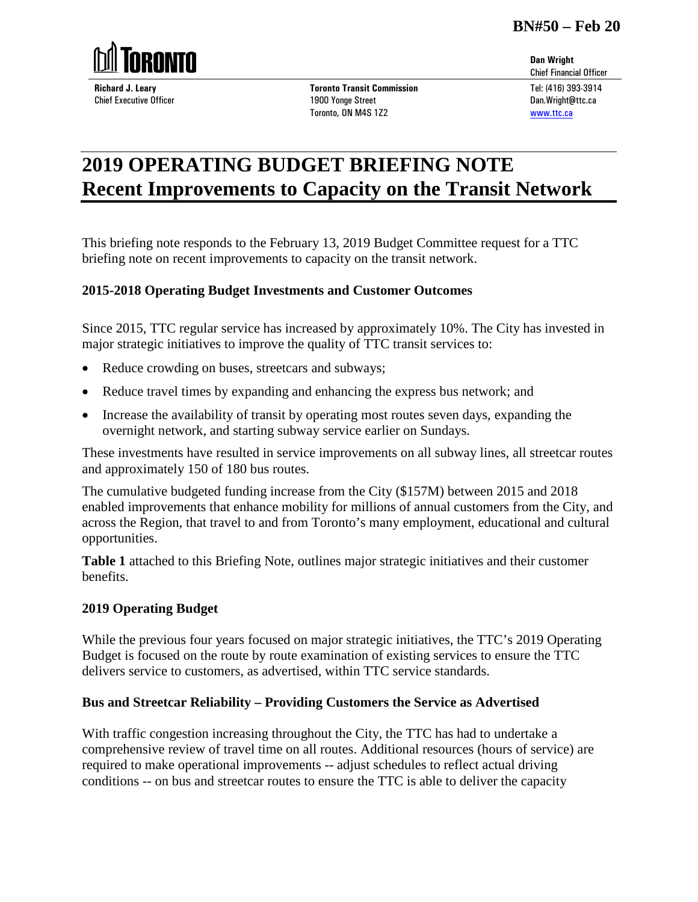**BN#50 – Feb 20**

TORONTO

**Richard J. Leary**
Chief Executive Officer

**Toronto Transit Commission**
1900 Yonge Street
Toronto, ON M4S 1Z2

**Dan Wright**
Chief Financial Officer
Tel: (416) 393-3914
Dan.Wright@ttc.ca
www.ttc.ca

# 2019 OPERATING BUDGET BRIEFING NOTE
# Recent Improvements to Capacity on the Transit Network

This briefing note responds to the February 13, 2019 Budget Committee request for a TTC briefing note on recent improvements to capacity on the transit network.

### 2015-2018 Operating Budget Investments and Customer Outcomes

Since 2015, TTC regular service has increased by approximately 10%. The City has invested in major strategic initiatives to improve the quality of TTC transit services to:

- Reduce crowding on buses, streetcars and subways;
- Reduce travel times by expanding and enhancing the express bus network; and
- Increase the availability of transit by operating most routes seven days, expanding the overnight network, and starting subway service earlier on Sundays.

These investments have resulted in service improvements on all subway lines, all streetcar routes and approximately 150 of 180 bus routes.

The cumulative budgeted funding increase from the City ($157M) between 2015 and 2018 enabled improvements that enhance mobility for millions of annual customers from the City, and across the Region, that travel to and from Toronto's many employment, educational and cultural opportunities.

**Table 1** attached to this Briefing Note, outlines major strategic initiatives and their customer benefits.

### 2019 Operating Budget

While the previous four years focused on major strategic initiatives, the TTC's 2019 Operating Budget is focused on the route by route examination of existing services to ensure the TTC delivers service to customers, as advertised, within TTC service standards.

### Bus and Streetcar Reliability – Providing Customers the Service as Advertised

With traffic congestion increasing throughout the City, the TTC has had to undertake a comprehensive review of travel time on all routes. Additional resources (hours of service) are required to make operational improvements -- adjust schedules to reflect actual driving conditions -- on bus and streetcar routes to ensure the TTC is able to deliver the capacity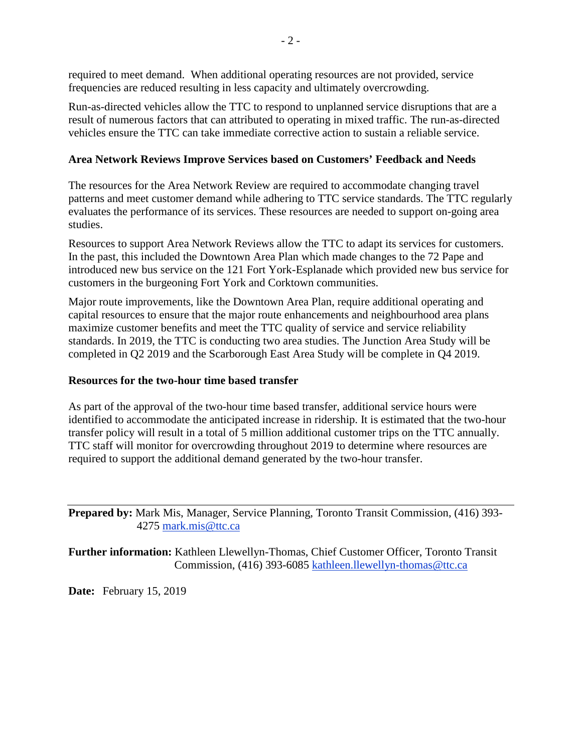required to meet demand. When additional operating resources are not provided, service frequencies are reduced resulting in less capacity and ultimately overcrowding.

Run-as-directed vehicles allow the TTC to respond to unplanned service disruptions that are a result of numerous factors that can attributed to operating in mixed traffic. The run-as-directed vehicles ensure the TTC can take immediate corrective action to sustain a reliable service.

**Area Network Reviews Improve Services based on Customers' Feedback and Needs**

The resources for the Area Network Review are required to accommodate changing travel patterns and meet customer demand while adhering to TTC service standards. The TTC regularly evaluates the performance of its services. These resources are needed to support on-going area studies.

Resources to support Area Network Reviews allow the TTC to adapt its services for customers. In the past, this included the Downtown Area Plan which made changes to the 72 Pape and introduced new bus service on the 121 Fort York-Esplanade which provided new bus service for customers in the burgeoning Fort York and Corktown communities.

Major route improvements, like the Downtown Area Plan, require additional operating and capital resources to ensure that the major route enhancements and neighbourhood area plans maximize customer benefits and meet the TTC quality of service and service reliability standards. In 2019, the TTC is conducting two area studies. The Junction Area Study will be completed in Q2 2019 and the Scarborough East Area Study will be complete in Q4 2019.

**Resources for the two-hour time based transfer**

As part of the approval of the two-hour time based transfer, additional service hours were identified to accommodate the anticipated increase in ridership. It is estimated that the two-hour transfer policy will result in a total of 5 million additional customer trips on the TTC annually. TTC staff will monitor for overcrowding throughout 2019 to determine where resources are required to support the additional demand generated by the two-hour transfer.

---

**Prepared by:** Mark Mis, Manager, Service Planning, Toronto Transit Commission, (416) 393-4275 mark.mis@ttc.ca

**Further information:** Kathleen Llewellyn-Thomas, Chief Customer Officer, Toronto Transit Commission, (416) 393-6085 kathleen.llewellyn-thomas@ttc.ca

**Date:** February 15, 2019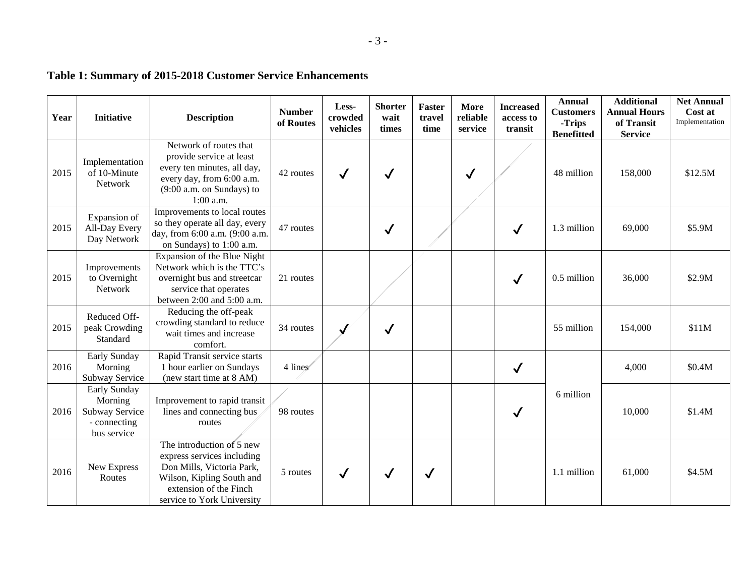**Table 1: Summary of 2015-2018 Customer Service Enhancements**

| Year | Initiative | Description | Number of Routes | Less-crowded vehicles | Shorter wait times | Faster travel time | More reliable service | Increased access to transit | Annual Customers -Trips Benefitted | Additional Annual Hours of Transit Service | Net Annual Cost at Implementation |
|---|---|---|---|---|---|---|---|---|---|---|---|
| 2015 | Implementation of 10-Minute Network | Network of routes that provide service at least every ten minutes, all day, every day, from 6:00 a.m. (9:00 a.m. on Sundays) to 1:00 a.m. | 42 routes | ✓ | ✓ | | ✓ | | 48 million | 158,000 | $12.5M |
| 2015 | Expansion of All-Day Every Day Network | Improvements to local routes so they operate all day, every day, from 6:00 a.m. (9:00 a.m. on Sundays) to 1:00 a.m. | 47 routes | | ✓ | | | ✓ | 1.3 million | 69,000 | $5.9M |
| 2015 | Improvements to Overnight Network | Expansion of the Blue Night Network which is the TTC's overnight bus and streetcar service that operates between 2:00 and 5:00 a.m. | 21 routes | | | | | ✓ | 0.5 million | 36,000 | $2.9M |
| 2015 | Reduced Off-peak Crowding Standard | Reducing the off-peak crowding standard to reduce wait times and increase comfort. | 34 routes | ✓ | ✓ | | | | 55 million | 154,000 | $11M |
| 2016 | Early Sunday Morning Subway Service | Rapid Transit service starts 1 hour earlier on Sundays (new start time at 8 AM) | 4 lines | | | | | ✓ | 6 million | 4,000 | $0.4M |
| 2016 | Early Sunday Morning Subway Service - connecting bus service | Improvement to rapid transit lines and connecting bus routes | 98 routes | | | | | ✓ | | 10,000 | $1.4M |
| 2016 | New Express Routes | The introduction of 5 new express services including Don Mills, Victoria Park, Wilson, Kipling South and extension of the Finch service to York University | 5 routes | ✓ | ✓ | ✓ | | | 1.1 million | 61,000 | $4.5M |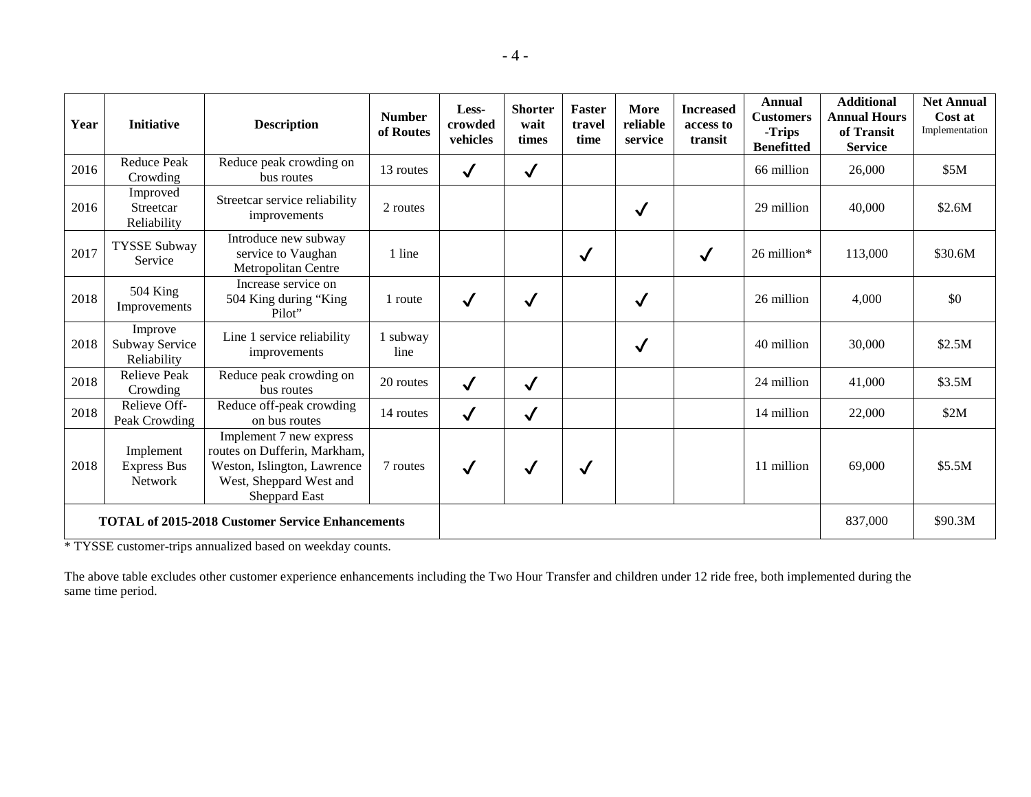| Year | Initiative | Description | Number of Routes | Less-crowded vehicles | Shorter wait times | Faster travel time | More reliable service | Increased access to transit | Annual Customers -Trips Benefitted | Additional Annual Hours of Transit Service | Net Annual Cost at Implementation |
|---|---|---|---|---|---|---|---|---|---|---|---|
| 2016 | Reduce Peak Crowding | Reduce peak crowding on bus routes | 13 routes | ✓ | ✓ | | | | 66 million | 26,000 | $5M |
| 2016 | Improved Streetcar Reliability | Streetcar service reliability improvements | 2 routes | | | | ✓ | | 29 million | 40,000 | $2.6M |
| 2017 | TYSSE Subway Service | Introduce new subway service to Vaughan Metropolitan Centre | 1 line | | | ✓ | | ✓ | 26 million* | 113,000 | $30.6M |
| 2018 | 504 King Improvements | Increase service on 504 King during "King Pilot" | 1 route | ✓ | ✓ | | ✓ | | 26 million | 4,000 | $0 |
| 2018 | Improve Subway Service Reliability | Line 1 service reliability improvements | 1 subway line | | | | ✓ | | 40 million | 30,000 | $2.5M |
| 2018 | Relieve Peak Crowding | Reduce peak crowding on bus routes | 20 routes | ✓ | ✓ | | | | 24 million | 41,000 | $3.5M |
| 2018 | Relieve Off-Peak Crowding | Reduce off-peak crowding on bus routes | 14 routes | ✓ | ✓ | | | | 14 million | 22,000 | $2M |
| 2018 | Implement Express Bus Network | Implement 7 new express routes on Dufferin, Markham, Weston, Islington, Lawrence West, Sheppard West and Sheppard East | 7 routes | ✓ | ✓ | ✓ | | | 11 million | 69,000 | $5.5M |
| **TOTAL of 2015-2018 Customer Service Enhancements** | | | | | | | | | | 837,000 | $90.3M |

* TYSSE customer-trips annualized based on weekday counts.

The above table excludes other customer experience enhancements including the Two Hour Transfer and children under 12 ride free, both implemented during the same time period.